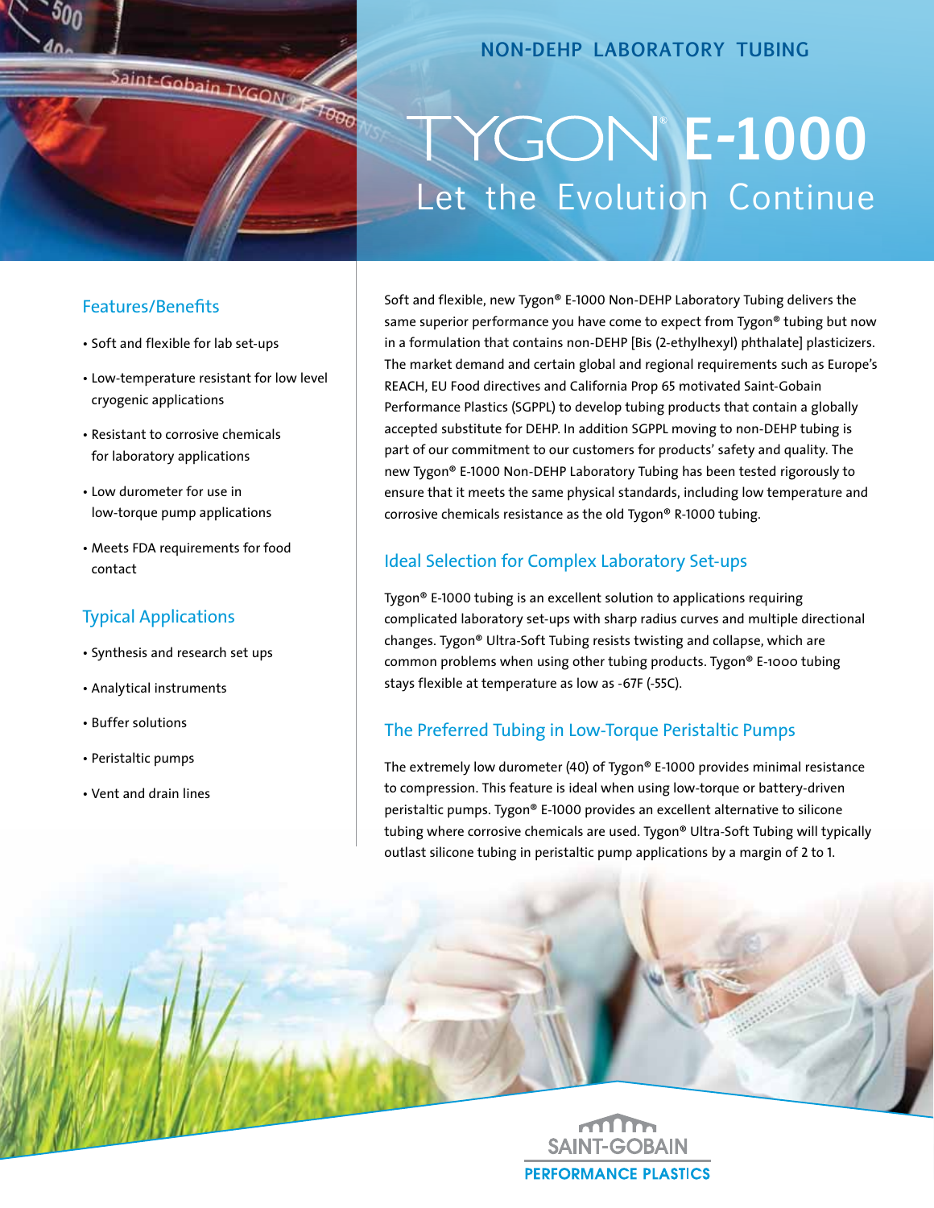NON-DEHP LABORATORY TUBING

# TYGON® E-1000

## Let the Evolution Continue

### Features/Benefits

- Soft and flexible for lab set-ups
- Low-temperature resistant for low level cryogenic applications
- Resistant to corrosive chemicals for laboratory applications
- Low durometer for use in low-torque pump applications
- Meets FDA requirements for food contact

### Typical Applications

- Synthesis and research set ups
- Analytical instruments
- Buffer solutions
- Peristaltic pumps
- Vent and drain lines

Soft and flexible, new Tygon® E-1000 Non-DEHP Laboratory Tubing delivers the same superior performance you have come to expect from Tygon® tubing but now in a formulation that contains non-DEHP [Bis (2-ethylhexyl) phthalate] plasticizers. The market demand and certain global and regional requirements such as Europe's REACH, EU Food directives and California Prop 65 motivated Saint-Gobain Performance Plastics (SGPPL) to develop tubing products that contain a globally accepted substitute for DEHP. In addition SGPPL moving to non-DEHP tubing is part of our commitment to our customers for products' safety and quality. The new Tygon® E-1000 Non-DEHP Laboratory Tubing has been tested rigorously to ensure that it meets the same physical standards, including low temperature and corrosive chemicals resistance as the old Tygon® R-1000 tubing.

### Ideal Selection for Complex Laboratory Set-ups

Tygon® E-1000 tubing is an excellent solution to applications requiring complicated laboratory set-ups with sharp radius curves and multiple directional changes. Tygon® Ultra-Soft Tubing resists twisting and collapse, which are common problems when using other tubing products. Tygon® E-1000 tubing stays flexible at temperature as low as -67F (-55C).

### The Preferred Tubing in Low-Torque Peristaltic Pumps

The extremely low durometer (40) of Tygon® E-1000 provides minimal resistance to compression. This feature is ideal when using low-torque or battery-driven peristaltic pumps. Tygon® E-1000 provides an excellent alternative to silicone tubing where corrosive chemicals are used. Tygon® Ultra-Soft Tubing will typically outlast silicone tubing in peristaltic pump applications by a margin of 2 to 1.

SAINT-GOBAIN PERFORMANCE PLASTICS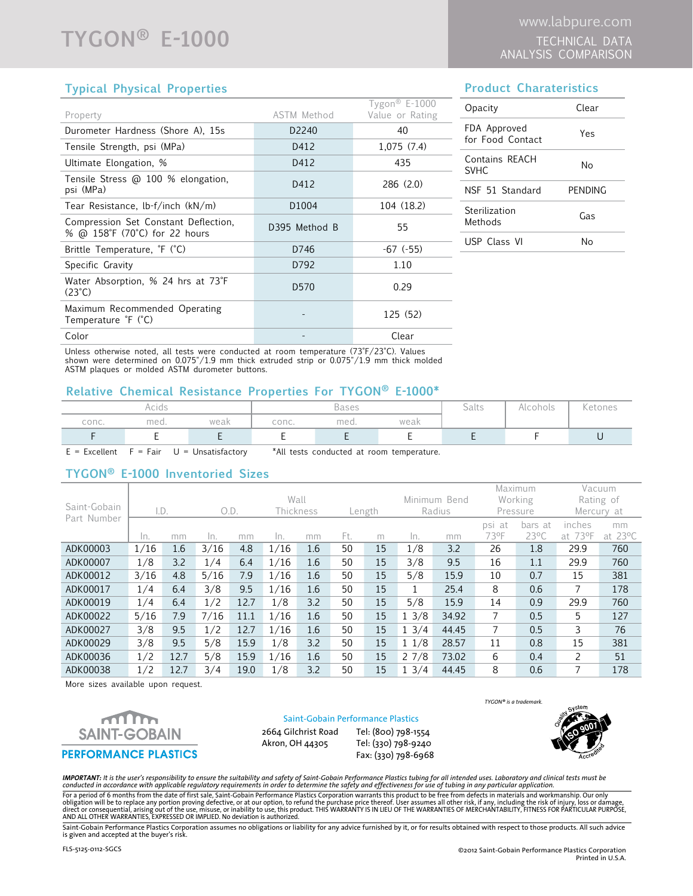# TYGON® E-1000

www.labpure.com

TECHNICAL DATA ANALYSIS COMPARISON

## Typical Physical Properties

| Property | ASTM Method | Tygon® E-1000 Value or Rating |
|---|---|---|
| Durometer Hardness (Shore A), 15s | D2240 | 40 |
| Tensile Strength, psi (MPa) | D412 | 1,075 (7.4) |
| Ultimate Elongation, % | D412 | 435 |
| Tensile Stress @ 100 % elongation, psi (MPa) | D412 | 286 (2.0) |
| Tear Resistance, lb-f/inch (kN/m) | D1004 | 104 (18.2) |
| Compression Set Constant Deflection, % @ 158°F (70°C) for 22 hours | D395 Method B | 55 |
| Brittle Temperature, °F (°C) | D746 | -67 (-55) |
| Specific Gravity | D792 | 1.10 |
| Water Absorption, % 24 hrs at 73°F (23°C) | D570 | 0.29 |
| Maximum Recommended Operating Temperature °F (°C) | - | 125 (52) |
| Color | - | Clear |

Unless otherwise noted, all tests were conducted at room temperature (73°F/23°C). Values shown were determined on 0.075"/1.9 mm thick extruded strip or 0.075"/1.9 mm thick molded ASTM plaques or molded ASTM durometer buttons.

## Product Charateristics

| | |
|---|---|
| Opacity | Clear |
| FDA Approved for Food Contact | Yes |
| Contains REACH SVHC | No |
| NSF 51 Standard | PENDING |
| Sterilization Methods | Gas |
| USP Class VI | No |

## Relative Chemical Resistance Properties For TYGON® E-1000*

| Acids | | | Bases | | | Salts | Alcohols | Ketones |
|---|---|---|---|---|---|---|---|---|
| conc. | med. | weak | conc. | med. | weak | | | |
| F | E | E | E | E | E | E | F | U |

E = Excellent F = Fair U = Unsatisfactory *All tests conducted at room temperature.

## TYGON® E-1000 Inventoried Sizes

| Saint-Gobain Part Number | I.D. | | O.D. | | Wall Thickness | | Length | | Minimum Bend Radius | | Maximum Working Pressure | | Vacuum Rating of Mercury at | |
|---|---|---|---|---|---|---|---|---|---|---|---|---|---|---|
| | In. | mm | In. | mm | In. | mm | Ft. | m | In. | mm | psi at 73°F | bars at 23°C | inches at 73°F | mm at 23°C |
| ADK00003 | 1/16 | 1.6 | 3/16 | 4.8 | 1/16 | 1.6 | 50 | 15 | 1/8 | 3.2 | 26 | 1.8 | 29.9 | 760 |
| ADK00007 | 1/8 | 3.2 | 1/4 | 6.4 | 1/16 | 1.6 | 50 | 15 | 3/8 | 9.5 | 16 | 1.1 | 29.9 | 760 |
| ADK00012 | 3/16 | 4.8 | 5/16 | 7.9 | 1/16 | 1.6 | 50 | 15 | 5/8 | 15.9 | 10 | 0.7 | 15 | 381 |
| ADK00017 | 1/4 | 6.4 | 3/8 | 9.5 | 1/16 | 1.6 | 50 | 15 | 1 | 25.4 | 8 | 0.6 | 7 | 178 |
| ADK00019 | 1/4 | 6.4 | 1/2 | 12.7 | 1/8 | 3.2 | 50 | 15 | 5/8 | 15.9 | 14 | 0.9 | 29.9 | 760 |
| ADK00022 | 5/16 | 7.9 | 7/16 | 11.1 | 1/16 | 1.6 | 50 | 15 | 1 3/8 | 34.92 | 7 | 0.5 | 5 | 127 |
| ADK00027 | 3/8 | 9.5 | 1/2 | 12.7 | 1/16 | 1.6 | 50 | 15 | 1 3/4 | 44.45 | 7 | 0.5 | 3 | 76 |
| ADK00029 | 3/8 | 9.5 | 5/8 | 15.9 | 1/8 | 3.2 | 50 | 15 | 1 1/8 | 28.57 | 11 | 0.8 | 15 | 381 |
| ADK00036 | 1/2 | 12.7 | 5/8 | 15.9 | 1/16 | 1.6 | 50 | 15 | 2 7/8 | 73.02 | 6 | 0.4 | 2 | 51 |
| ADK00038 | 1/2 | 12.7 | 3/4 | 19.0 | 1/8 | 3.2 | 50 | 15 | 1 3/4 | 44.45 | 8 | 0.6 | 7 | 178 |

More sizes available upon request.

TYGON® is a trademark.

SAINT-GOBAIN PERFORMANCE PLASTICS

Saint-Gobain Performance Plastics
2664 Gilchrist Road
Akron, OH 44305
Tel: (800) 798-1554
Tel: (330) 798-9240
Fax: (330) 798-6968

Quality System ISO 9001 Accredited

***IMPORTANT:** It is the user's responsibility to ensure the suitability and safety of Saint-Gobain Performance Plastics tubing for all intended uses. Laboratory and clinical tests must be conducted in accordance with applicable regulatory requirements in order to determine the safety and effectiveness for use of tubing in any particular application.*

For a period of 6 months from the date of first sale, Saint-Gobain Performance Plastics Corporation warrants this product to be free from defects in materials and workmanship. Our only obligation will be to replace any portion proving defective, or at our option, to refund the purchase price thereof. User assumes all other risk, if any, including the risk of injury, loss or damage, direct or consequential, arising out of the use, misuse, or inability to use, this product. THIS WARRANTY IS IN LIEU OF THE WARRANTIES OF MERCHANTABILITY, FITNESS FOR PARTICULAR PURPOSE, AND ALL OTHER WARRANTIES, EXPRESSED OR IMPLIED. No deviation is authorized.

Saint-Gobain Performance Plastics Corporation assumes no obligations or liability for any advice furnished by it, or for results obtained with respect to those products. All such advice is given and accepted at the buyer's risk.

FLS-5125-0112-SGCS

©2012 Saint-Gobain Performance Plastics Corporation
Printed in U.S.A.